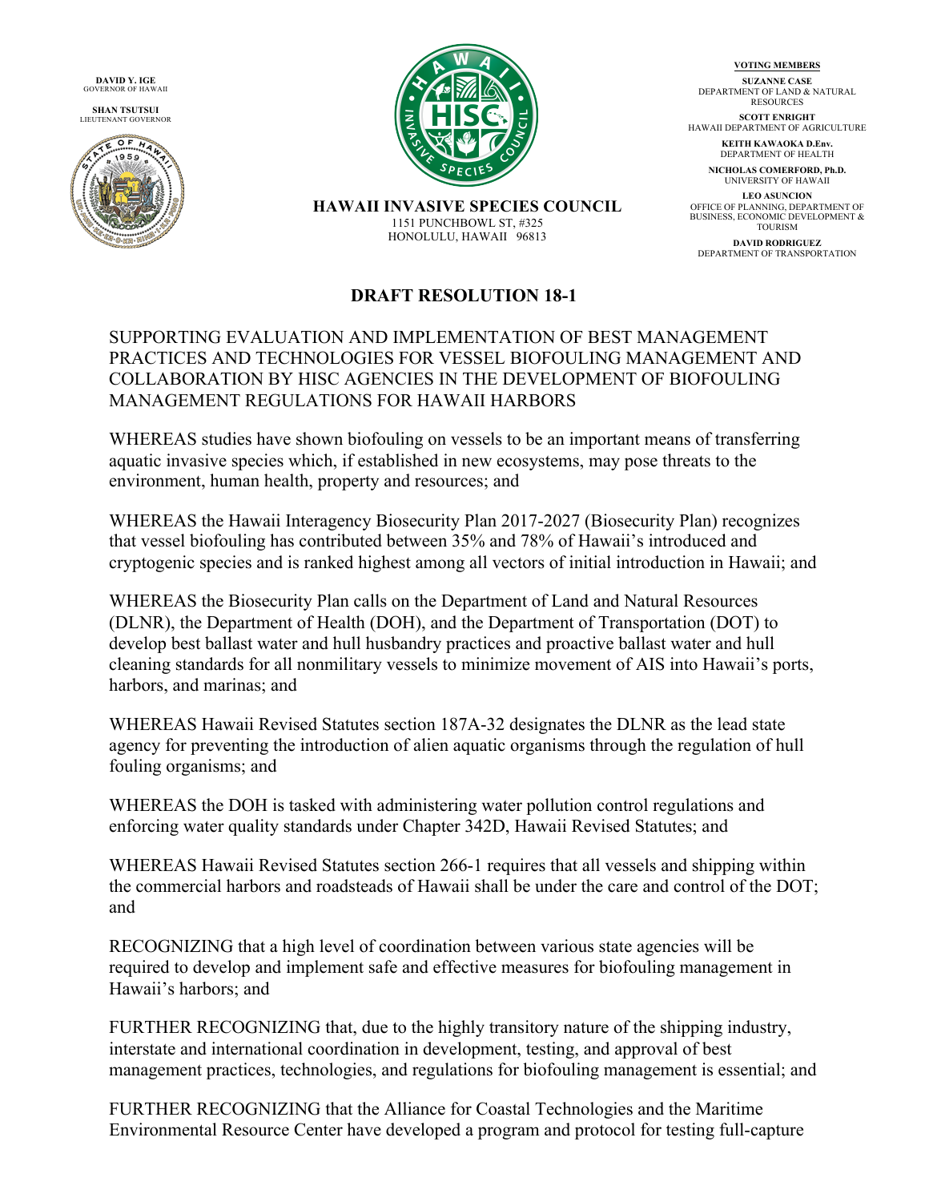**DAVID Y. IGE**
GOVERNOR OF HAWAII

**SHAN TSUTSUI**
LIEUTENANT GOVERNOR

**HAWAII INVASIVE SPECIES COUNCIL**
1151 PUNCHBOWL ST, #325
HONOLULU, HAWAII 96813

**VOTING MEMBERS**

**SUZANNE CASE**
DEPARTMENT OF LAND & NATURAL RESOURCES

**SCOTT ENRIGHT**
HAWAII DEPARTMENT OF AGRICULTURE

**KEITH KAWAOKA D.Env.**
DEPARTMENT OF HEALTH

**NICHOLAS COMERFORD, Ph.D.**
UNIVERSITY OF HAWAII

**LEO ASUNCION**
OFFICE OF PLANNING, DEPARTMENT OF BUSINESS, ECONOMIC DEVELOPMENT & TOURISM

**DAVID RODRIGUEZ**
DEPARTMENT OF TRANSPORTATION

# DRAFT RESOLUTION 18-1

SUPPORTING EVALUATION AND IMPLEMENTATION OF BEST MANAGEMENT PRACTICES AND TECHNOLOGIES FOR VESSEL BIOFOULING MANAGEMENT AND COLLABORATION BY HISC AGENCIES IN THE DEVELOPMENT OF BIOFOULING MANAGEMENT REGULATIONS FOR HAWAII HARBORS

WHEREAS studies have shown biofouling on vessels to be an important means of transferring aquatic invasive species which, if established in new ecosystems, may pose threats to the environment, human health, property and resources; and

WHEREAS the Hawaii Interagency Biosecurity Plan 2017-2027 (Biosecurity Plan) recognizes that vessel biofouling has contributed between 35% and 78% of Hawaii's introduced and cryptogenic species and is ranked highest among all vectors of initial introduction in Hawaii; and

WHEREAS the Biosecurity Plan calls on the Department of Land and Natural Resources (DLNR), the Department of Health (DOH), and the Department of Transportation (DOT) to develop best ballast water and hull husbandry practices and proactive ballast water and hull cleaning standards for all nonmilitary vessels to minimize movement of AIS into Hawaii's ports, harbors, and marinas; and

WHEREAS Hawaii Revised Statutes section 187A-32 designates the DLNR as the lead state agency for preventing the introduction of alien aquatic organisms through the regulation of hull fouling organisms; and

WHEREAS the DOH is tasked with administering water pollution control regulations and enforcing water quality standards under Chapter 342D, Hawaii Revised Statutes; and

WHEREAS Hawaii Revised Statutes section 266-1 requires that all vessels and shipping within the commercial harbors and roadsteads of Hawaii shall be under the care and control of the DOT; and

RECOGNIZING that a high level of coordination between various state agencies will be required to develop and implement safe and effective measures for biofouling management in Hawaii's harbors; and

FURTHER RECOGNIZING that, due to the highly transitory nature of the shipping industry, interstate and international coordination in development, testing, and approval of best management practices, technologies, and regulations for biofouling management is essential; and

FURTHER RECOGNIZING that the Alliance for Coastal Technologies and the Maritime Environmental Resource Center have developed a program and protocol for testing full-capture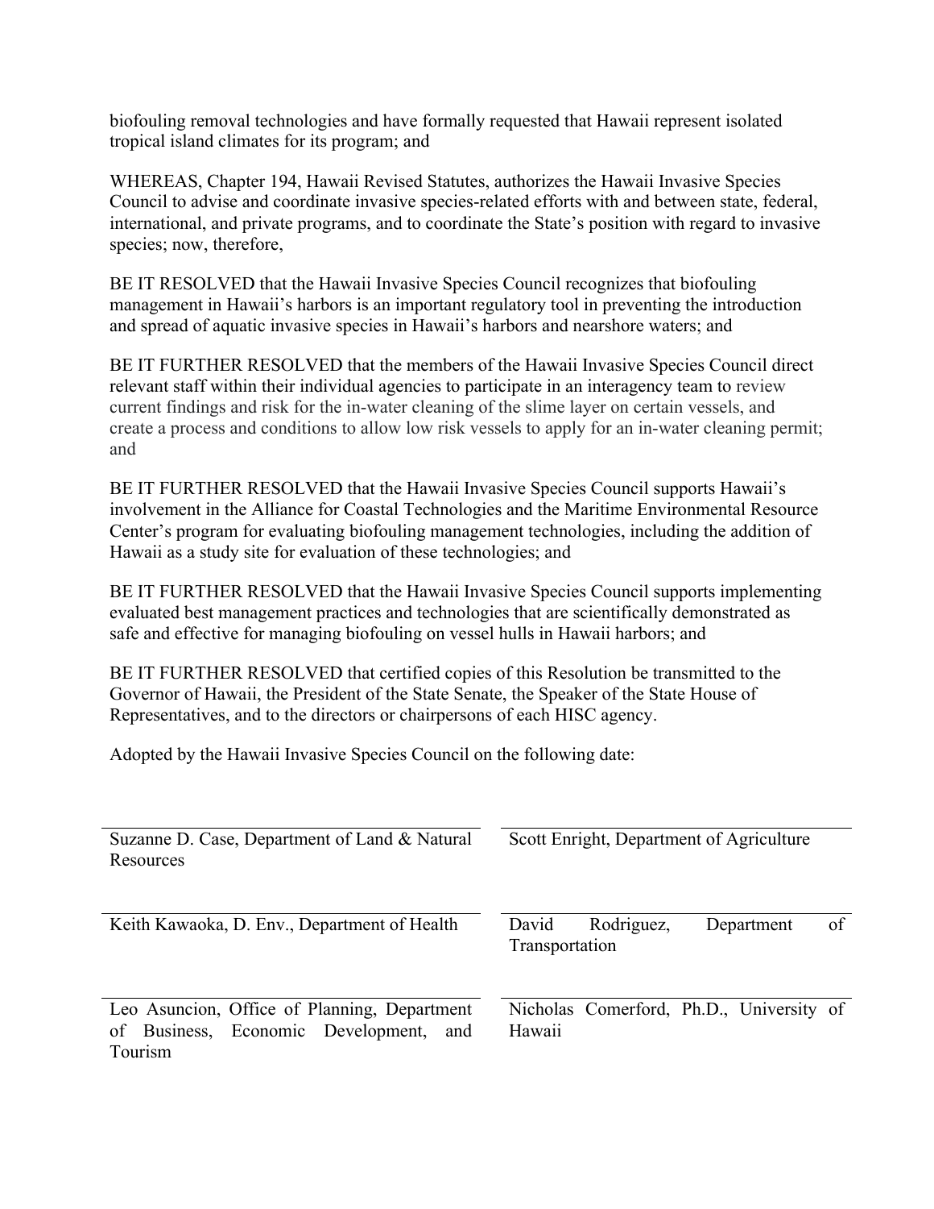biofouling removal technologies and have formally requested that Hawaii represent isolated tropical island climates for its program; and

WHEREAS, Chapter 194, Hawaii Revised Statutes, authorizes the Hawaii Invasive Species Council to advise and coordinate invasive species-related efforts with and between state, federal, international, and private programs, and to coordinate the State's position with regard to invasive species; now, therefore,

BE IT RESOLVED that the Hawaii Invasive Species Council recognizes that biofouling management in Hawaii's harbors is an important regulatory tool in preventing the introduction and spread of aquatic invasive species in Hawaii's harbors and nearshore waters; and

BE IT FURTHER RESOLVED that the members of the Hawaii Invasive Species Council direct relevant staff within their individual agencies to participate in an interagency team to review current findings and risk for the in-water cleaning of the slime layer on certain vessels, and create a process and conditions to allow low risk vessels to apply for an in-water cleaning permit; and

BE IT FURTHER RESOLVED that the Hawaii Invasive Species Council supports Hawaii's involvement in the Alliance for Coastal Technologies and the Maritime Environmental Resource Center's program for evaluating biofouling management technologies, including the addition of Hawaii as a study site for evaluation of these technologies; and

BE IT FURTHER RESOLVED that the Hawaii Invasive Species Council supports implementing evaluated best management practices and technologies that are scientifically demonstrated as safe and effective for managing biofouling on vessel hulls in Hawaii harbors; and

BE IT FURTHER RESOLVED that certified copies of this Resolution be transmitted to the Governor of Hawaii, the President of the State Senate, the Speaker of the State House of Representatives, and to the directors or chairpersons of each HISC agency.

Adopted by the Hawaii Invasive Species Council on the following date:

| | |
|---|---|
| Suzanne D. Case, Department of Land & Natural Resources | Scott Enright, Department of Agriculture |
| Keith Kawaoka, D. Env., Department of Health | David Rodriguez, Department of Transportation |
| Leo Asuncion, Office of Planning, Department of Business, Economic Development, and Tourism | Nicholas Comerford, Ph.D., University of Hawaii |